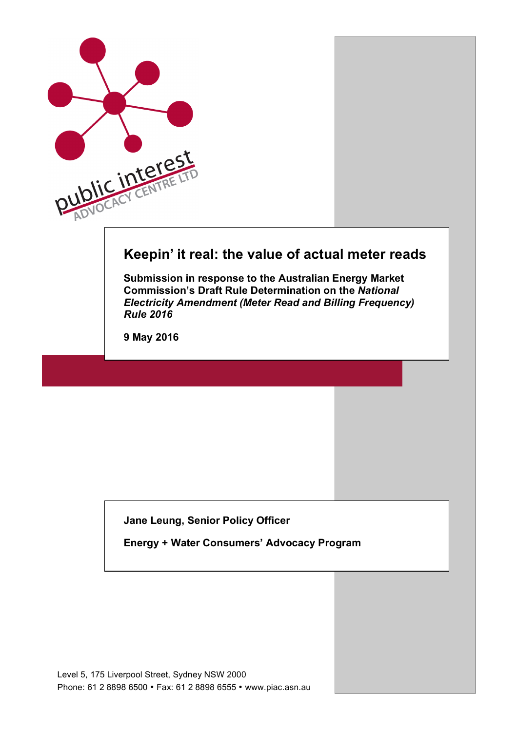# Keepin' it real: the value of actual meter reads

**Submission in response to the Australian Energy Market Commission's Draft Rule Determination on the *National Electricity Amendment (Meter Read and Billing Frequency) Rule 2016***

**9 May 2016**

**Jane Leung, Senior Policy Officer**

**Energy + Water Consumers' Advocacy Program**

Level 5, 175 Liverpool Street, Sydney NSW 2000
Phone: 61 2 8898 6500 • Fax: 61 2 8898 6555 • www.piac.asn.au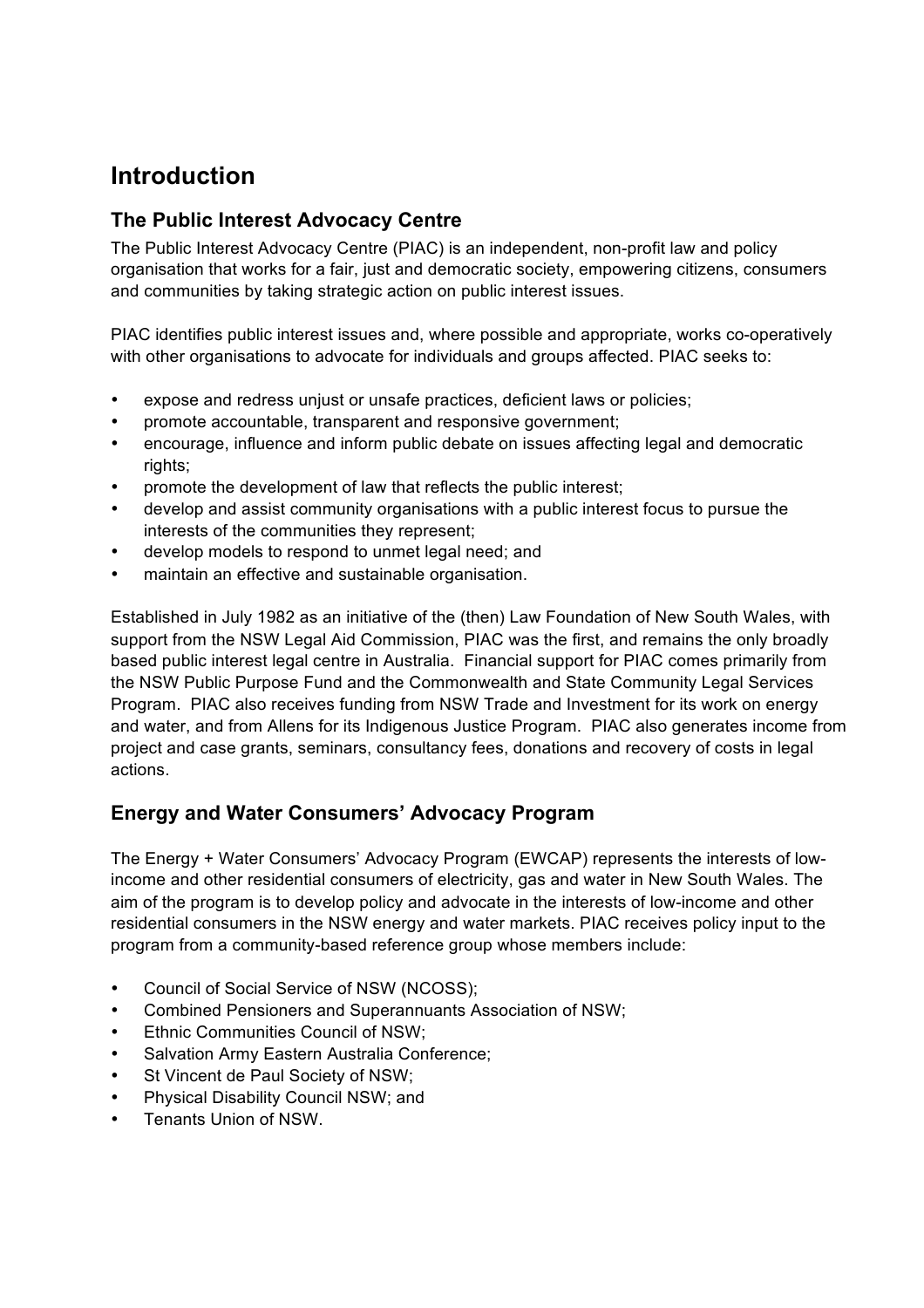# Introduction

## The Public Interest Advocacy Centre

The Public Interest Advocacy Centre (PIAC) is an independent, non-profit law and policy organisation that works for a fair, just and democratic society, empowering citizens, consumers and communities by taking strategic action on public interest issues.

PIAC identifies public interest issues and, where possible and appropriate, works co-operatively with other organisations to advocate for individuals and groups affected. PIAC seeks to:

- expose and redress unjust or unsafe practices, deficient laws or policies;
- promote accountable, transparent and responsive government;
- encourage, influence and inform public debate on issues affecting legal and democratic rights;
- promote the development of law that reflects the public interest;
- develop and assist community organisations with a public interest focus to pursue the interests of the communities they represent;
- develop models to respond to unmet legal need; and
- maintain an effective and sustainable organisation.

Established in July 1982 as an initiative of the (then) Law Foundation of New South Wales, with support from the NSW Legal Aid Commission, PIAC was the first, and remains the only broadly based public interest legal centre in Australia. Financial support for PIAC comes primarily from the NSW Public Purpose Fund and the Commonwealth and State Community Legal Services Program. PIAC also receives funding from NSW Trade and Investment for its work on energy and water, and from Allens for its Indigenous Justice Program. PIAC also generates income from project and case grants, seminars, consultancy fees, donations and recovery of costs in legal actions.

## Energy and Water Consumers' Advocacy Program

The Energy + Water Consumers' Advocacy Program (EWCAP) represents the interests of low-income and other residential consumers of electricity, gas and water in New South Wales. The aim of the program is to develop policy and advocate in the interests of low-income and other residential consumers in the NSW energy and water markets. PIAC receives policy input to the program from a community-based reference group whose members include:

- Council of Social Service of NSW (NCOSS);
- Combined Pensioners and Superannuants Association of NSW;
- Ethnic Communities Council of NSW;
- Salvation Army Eastern Australia Conference;
- St Vincent de Paul Society of NSW;
- Physical Disability Council NSW; and
- Tenants Union of NSW.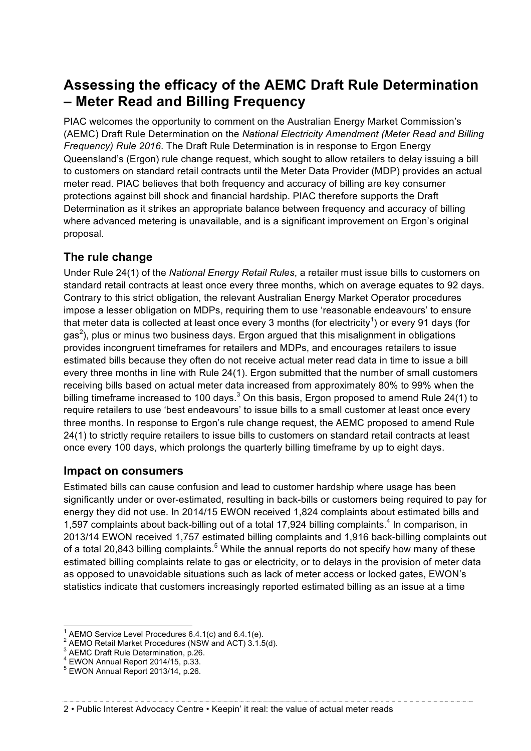# Assessing the efficacy of the AEMC Draft Rule Determination – Meter Read and Billing Frequency

PIAC welcomes the opportunity to comment on the Australian Energy Market Commission's (AEMC) Draft Rule Determination on the *National Electricity Amendment (Meter Read and Billing Frequency) Rule 2016*. The Draft Rule Determination is in response to Ergon Energy Queensland's (Ergon) rule change request, which sought to allow retailers to delay issuing a bill to customers on standard retail contracts until the Meter Data Provider (MDP) provides an actual meter read. PIAC believes that both frequency and accuracy of billing are key consumer protections against bill shock and financial hardship. PIAC therefore supports the Draft Determination as it strikes an appropriate balance between frequency and accuracy of billing where advanced metering is unavailable, and is a significant improvement on Ergon's original proposal.

## The rule change

Under Rule 24(1) of the *National Energy Retail Rules*, a retailer must issue bills to customers on standard retail contracts at least once every three months, which on average equates to 92 days. Contrary to this strict obligation, the relevant Australian Energy Market Operator procedures impose a lesser obligation on MDPs, requiring them to use 'reasonable endeavours' to ensure that meter data is collected at least once every 3 months (for electricity[1]) or every 91 days (for gas[2]), plus or minus two business days. Ergon argued that this misalignment in obligations provides incongruent timeframes for retailers and MDPs, and encourages retailers to issue estimated bills because they often do not receive actual meter read data in time to issue a bill every three months in line with Rule 24(1). Ergon submitted that the number of small customers receiving bills based on actual meter data increased from approximately 80% to 99% when the billing timeframe increased to 100 days.[3] On this basis, Ergon proposed to amend Rule 24(1) to require retailers to use 'best endeavours' to issue bills to a small customer at least once every three months. In response to Ergon's rule change request, the AEMC proposed to amend Rule 24(1) to strictly require retailers to issue bills to customers on standard retail contracts at least once every 100 days, which prolongs the quarterly billing timeframe by up to eight days.

## Impact on consumers

Estimated bills can cause confusion and lead to customer hardship where usage has been significantly under or over-estimated, resulting in back-bills or customers being required to pay for energy they did not use. In 2014/15 EWON received 1,824 complaints about estimated bills and 1,597 complaints about back-billing out of a total 17,924 billing complaints.[4] In comparison, in 2013/14 EWON received 1,757 estimated billing complaints and 1,916 back-billing complaints out of a total 20,843 billing complaints.[5] While the annual reports do not specify how many of these estimated billing complaints relate to gas or electricity, or to delays in the provision of meter data as opposed to unavoidable situations such as lack of meter access or locked gates, EWON's statistics indicate that customers increasingly reported estimated billing as an issue at a time

---

[1] AEMO Service Level Procedures 6.4.1(c) and 6.4.1(e).
[2] AEMO Retail Market Procedures (NSW and ACT) 3.1.5(d).
[3] AEMC Draft Rule Determination, p.26.
[4] EWON Annual Report 2014/15, p.33.
[5] EWON Annual Report 2013/14, p.26.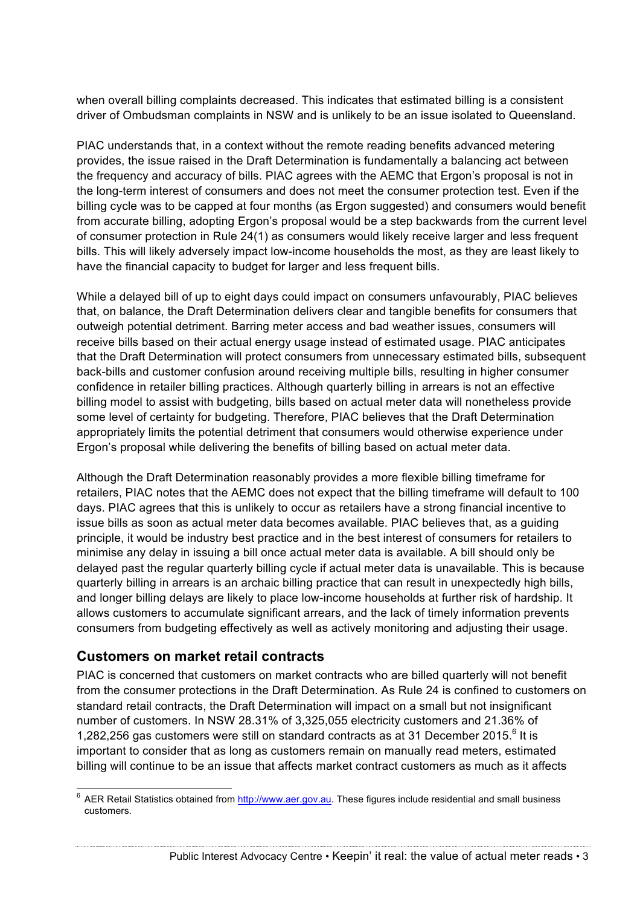when overall billing complaints decreased. This indicates that estimated billing is a consistent driver of Ombudsman complaints in NSW and is unlikely to be an issue isolated to Queensland.

PIAC understands that, in a context without the remote reading benefits advanced metering provides, the issue raised in the Draft Determination is fundamentally a balancing act between the frequency and accuracy of bills. PIAC agrees with the AEMC that Ergon's proposal is not in the long-term interest of consumers and does not meet the consumer protection test. Even if the billing cycle was to be capped at four months (as Ergon suggested) and consumers would benefit from accurate billing, adopting Ergon's proposal would be a step backwards from the current level of consumer protection in Rule 24(1) as consumers would likely receive larger and less frequent bills. This will likely adversely impact low-income households the most, as they are least likely to have the financial capacity to budget for larger and less frequent bills.

While a delayed bill of up to eight days could impact on consumers unfavourably, PIAC believes that, on balance, the Draft Determination delivers clear and tangible benefits for consumers that outweigh potential detriment. Barring meter access and bad weather issues, consumers will receive bills based on their actual energy usage instead of estimated usage. PIAC anticipates that the Draft Determination will protect consumers from unnecessary estimated bills, subsequent back-bills and customer confusion around receiving multiple bills, resulting in higher consumer confidence in retailer billing practices. Although quarterly billing in arrears is not an effective billing model to assist with budgeting, bills based on actual meter data will nonetheless provide some level of certainty for budgeting. Therefore, PIAC believes that the Draft Determination appropriately limits the potential detriment that consumers would otherwise experience under Ergon's proposal while delivering the benefits of billing based on actual meter data.

Although the Draft Determination reasonably provides a more flexible billing timeframe for retailers, PIAC notes that the AEMC does not expect that the billing timeframe will default to 100 days. PIAC agrees that this is unlikely to occur as retailers have a strong financial incentive to issue bills as soon as actual meter data becomes available. PIAC believes that, as a guiding principle, it would be industry best practice and in the best interest of consumers for retailers to minimise any delay in issuing a bill once actual meter data is available. A bill should only be delayed past the regular quarterly billing cycle if actual meter data is unavailable. This is because quarterly billing in arrears is an archaic billing practice that can result in unexpectedly high bills, and longer billing delays are likely to place low-income households at further risk of hardship. It allows customers to accumulate significant arrears, and the lack of timely information prevents consumers from budgeting effectively as well as actively monitoring and adjusting their usage.

## Customers on market retail contracts

PIAC is concerned that customers on market contracts who are billed quarterly will not benefit from the consumer protections in the Draft Determination. As Rule 24 is confined to customers on standard retail contracts, the Draft Determination will impact on a small but not insignificant number of customers. In NSW 28.31% of 3,325,055 electricity customers and 21.36% of 1,282,256 gas customers were still on standard contracts as at 31 December 2015.[6] It is important to consider that as long as customers remain on manually read meters, estimated billing will continue to be an issue that affects market contract customers as much as it affects

[6] AER Retail Statistics obtained from http://www.aer.gov.au. These figures include residential and small business customers.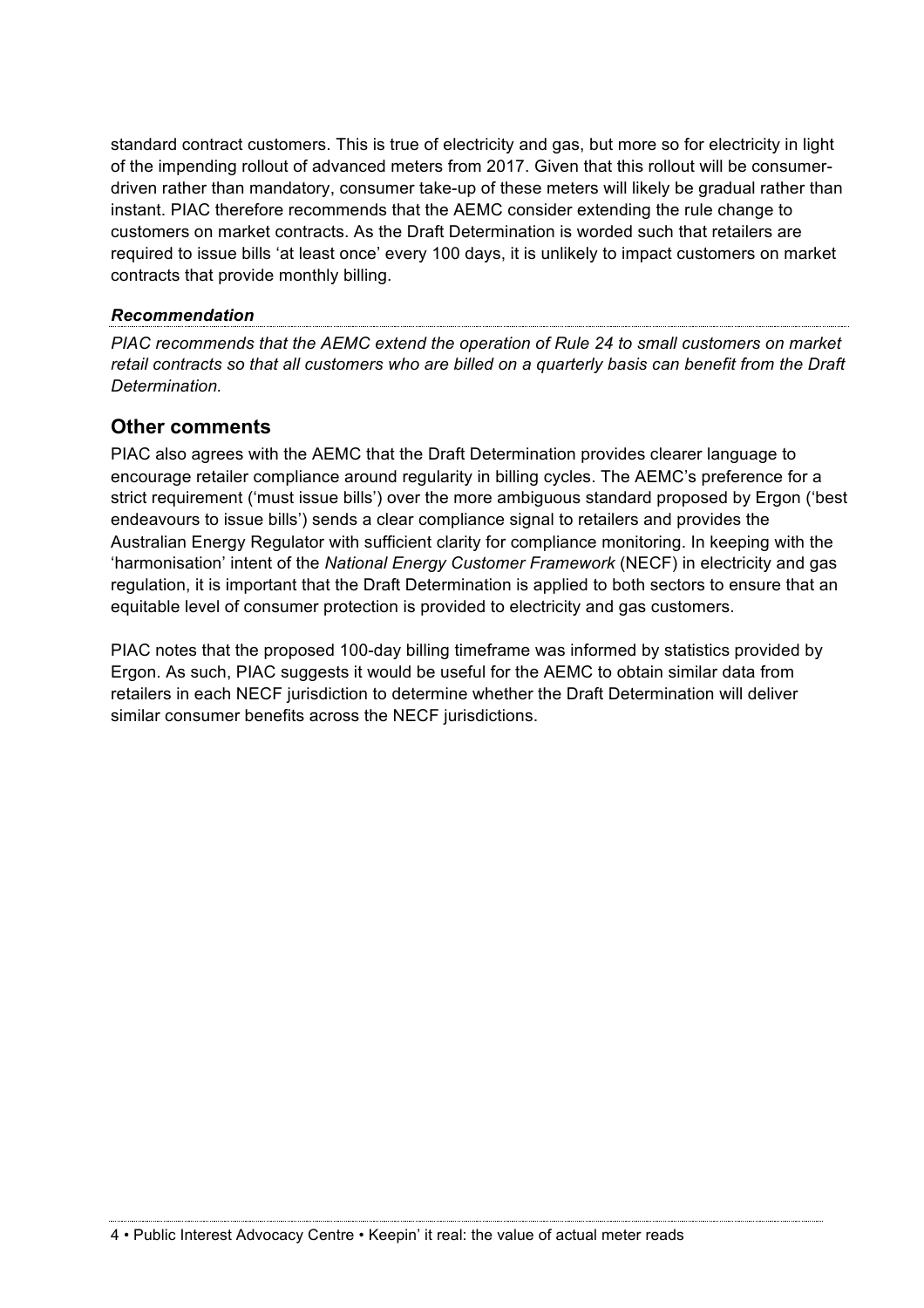standard contract customers. This is true of electricity and gas, but more so for electricity in light of the impending rollout of advanced meters from 2017. Given that this rollout will be consumer-driven rather than mandatory, consumer take-up of these meters will likely be gradual rather than instant. PIAC therefore recommends that the AEMC consider extending the rule change to customers on market contracts. As the Draft Determination is worded such that retailers are required to issue bills 'at least once' every 100 days, it is unlikely to impact customers on market contracts that provide monthly billing.

***Recommendation***

*PIAC recommends that the AEMC extend the operation of Rule 24 to small customers on market retail contracts so that all customers who are billed on a quarterly basis can benefit from the Draft Determination.*

## Other comments

PIAC also agrees with the AEMC that the Draft Determination provides clearer language to encourage retailer compliance around regularity in billing cycles. The AEMC's preference for a strict requirement ('must issue bills') over the more ambiguous standard proposed by Ergon ('best endeavours to issue bills') sends a clear compliance signal to retailers and provides the Australian Energy Regulator with sufficient clarity for compliance monitoring. In keeping with the 'harmonisation' intent of the *National Energy Customer Framework* (NECF) in electricity and gas regulation, it is important that the Draft Determination is applied to both sectors to ensure that an equitable level of consumer protection is provided to electricity and gas customers.

PIAC notes that the proposed 100-day billing timeframe was informed by statistics provided by Ergon. As such, PIAC suggests it would be useful for the AEMC to obtain similar data from retailers in each NECF jurisdiction to determine whether the Draft Determination will deliver similar consumer benefits across the NECF jurisdictions.